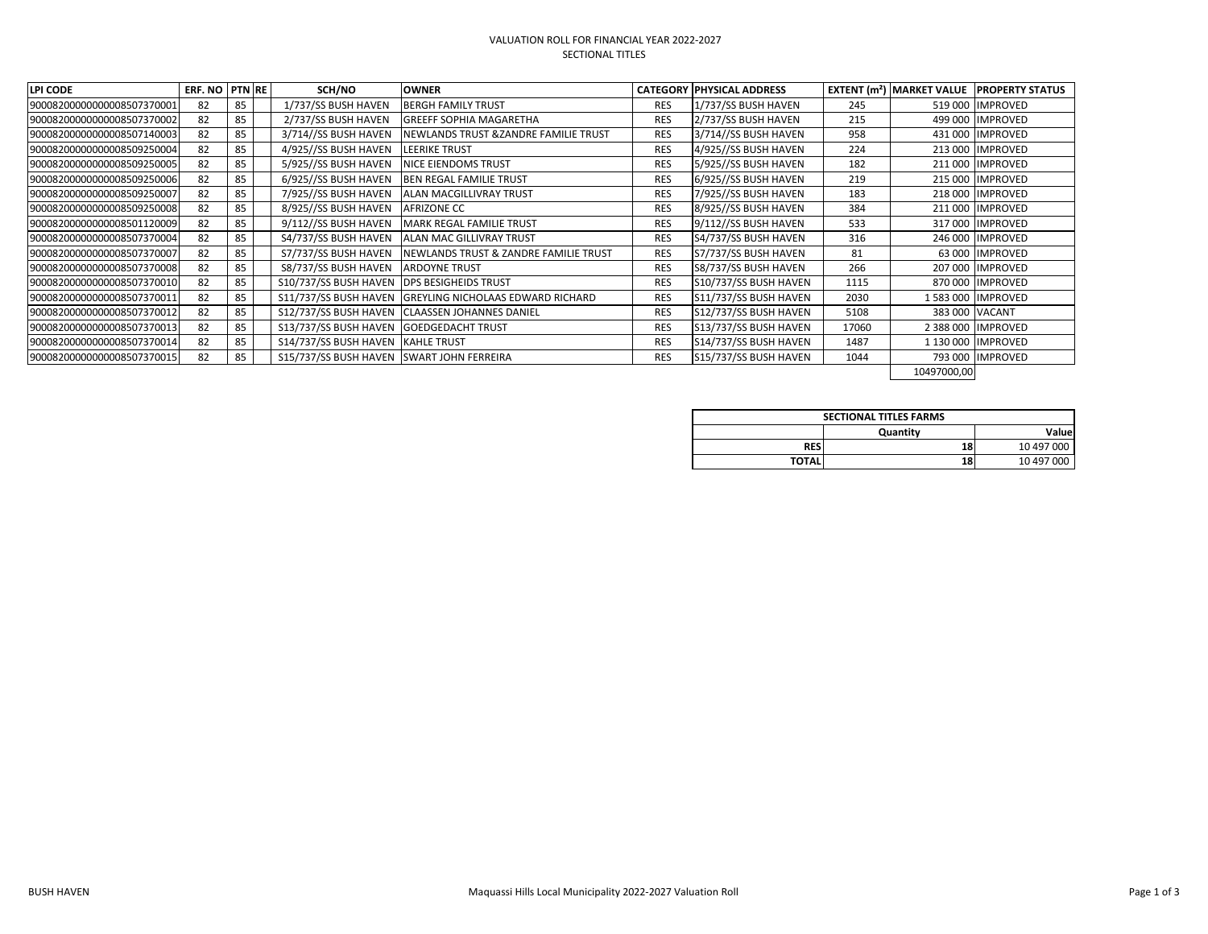VALUATION ROLL FOR FINANCIAL YEAR 2022-2027

SECTIONAL TITLES

| LPI CODE | ERF. NO | PTN | RE | SCH/NO | OWNER | CATEGORY | PHYSICAL ADDRESS | EXTENT (m²) | MARKET VALUE | PROPERTY STATUS |
|---|---|---|---|---|---|---|---|---|---|---|
| 900082000000000850737000​1 | 82 | 85 | | 1/737/SS BUSH HAVEN | BERGH FAMILY TRUST | RES | 1/737/SS BUSH HAVEN | 245 | 519 000 | IMPROVED |
| 9000820000000008507370002 | 82 | 85 | | 2/737/SS BUSH HAVEN | GREEFF SOPHIA MAGARETHA | RES | 2/737/SS BUSH HAVEN | 215 | 499 000 | IMPROVED |
| 9000820000000008507140003 | 82 | 85 | | 3/714//SS BUSH HAVEN | NEWLANDS TRUST &ZANDRE FAMILIE TRUST | RES | 3/714//SS BUSH HAVEN | 958 | 431 000 | IMPROVED |
| 9000820000000008509250004 | 82 | 85 | | 4/925//SS BUSH HAVEN | LEERIKE TRUST | RES | 4/925//SS BUSH HAVEN | 224 | 213 000 | IMPROVED |
| 9000820000000008509250005 | 82 | 85 | | 5/925//SS BUSH HAVEN | NICE EIENDOMS TRUST | RES | 5/925//SS BUSH HAVEN | 182 | 211 000 | IMPROVED |
| 9000820000000008509250006 | 82 | 85 | | 6/925//SS BUSH HAVEN | BEN REGAL FAMILIE TRUST | RES | 6/925//SS BUSH HAVEN | 219 | 215 000 | IMPROVED |
| 9000820000000008509250007 | 82 | 85 | | 7/925//SS BUSH HAVEN | ALAN MACGILLIVRAY TRUST | RES | 7/925//SS BUSH HAVEN | 183 | 218 000 | IMPROVED |
| 9000820000000008509250008 | 82 | 85 | | 8/925//SS BUSH HAVEN | AFRIZONE CC | RES | 8/925//SS BUSH HAVEN | 384 | 211 000 | IMPROVED |
| 9000820000000008501120009 | 82 | 85 | | 9/112//SS BUSH HAVEN | MARK REGAL FAMILIE TRUST | RES | 9/112//SS BUSH HAVEN | 533 | 317 000 | IMPROVED |
| 9000820000000008507370004 | 82 | 85 | | S4/737/SS BUSH HAVEN | ALAN MAC GILLIVRAY TRUST | RES | S4/737/SS BUSH HAVEN | 316 | 246 000 | IMPROVED |
| 9000820000000008507370007 | 82 | 85 | | S7/737/SS BUSH HAVEN | NEWLANDS TRUST & ZANDRE FAMILIE TRUST | RES | S7/737/SS BUSH HAVEN | 81 | 63 000 | IMPROVED |
| 9000820000000008507370008 | 82 | 85 | | S8/737/SS BUSH HAVEN | ARDOYNE TRUST | RES | S8/737/SS BUSH HAVEN | 266 | 207 000 | IMPROVED |
| 9000820000000008507370010 | 82 | 85 | | S10/737/SS BUSH HAVEN | DPS BESIGHEIDS TRUST | RES | S10/737/SS BUSH HAVEN | 1115 | 870 000 | IMPROVED |
| 9000820000000008507370011 | 82 | 85 | | S11/737/SS BUSH HAVEN | GREYLING NICHOLAAS EDWARD RICHARD | RES | S11/737/SS BUSH HAVEN | 2030 | 1 583 000 | IMPROVED |
| 9000820000000008507370012 | 82 | 85 | | S12/737/SS BUSH HAVEN | CLAASSEN JOHANNES DANIEL | RES | S12/737/SS BUSH HAVEN | 5108 | 383 000 | VACANT |
| 9000820000000008507370013 | 82 | 85 | | S13/737/SS BUSH HAVEN | GOEDGEDACHT TRUST | RES | S13/737/SS BUSH HAVEN | 17060 | 2 388 000 | IMPROVED |
| 9000820000000008507370014 | 82 | 85 | | S14/737/SS BUSH HAVEN | KAHLE TRUST | RES | S14/737/SS BUSH HAVEN | 1487 | 1 130 000 | IMPROVED |
| 9000820000000008507370015 | 82 | 85 | | S15/737/SS BUSH HAVEN | SWART JOHN FERREIRA | RES | S15/737/SS BUSH HAVEN | 1044 | 793 000 | IMPROVED |
| | | | | | | | | | 10497000,00 | |

| SECTIONAL TITLES FARMS | | |
|---|---|---|
| | Quantity | Value |
| RES | 18 | 10 497 000 |
| TOTAL | 18 | 10 497 000 |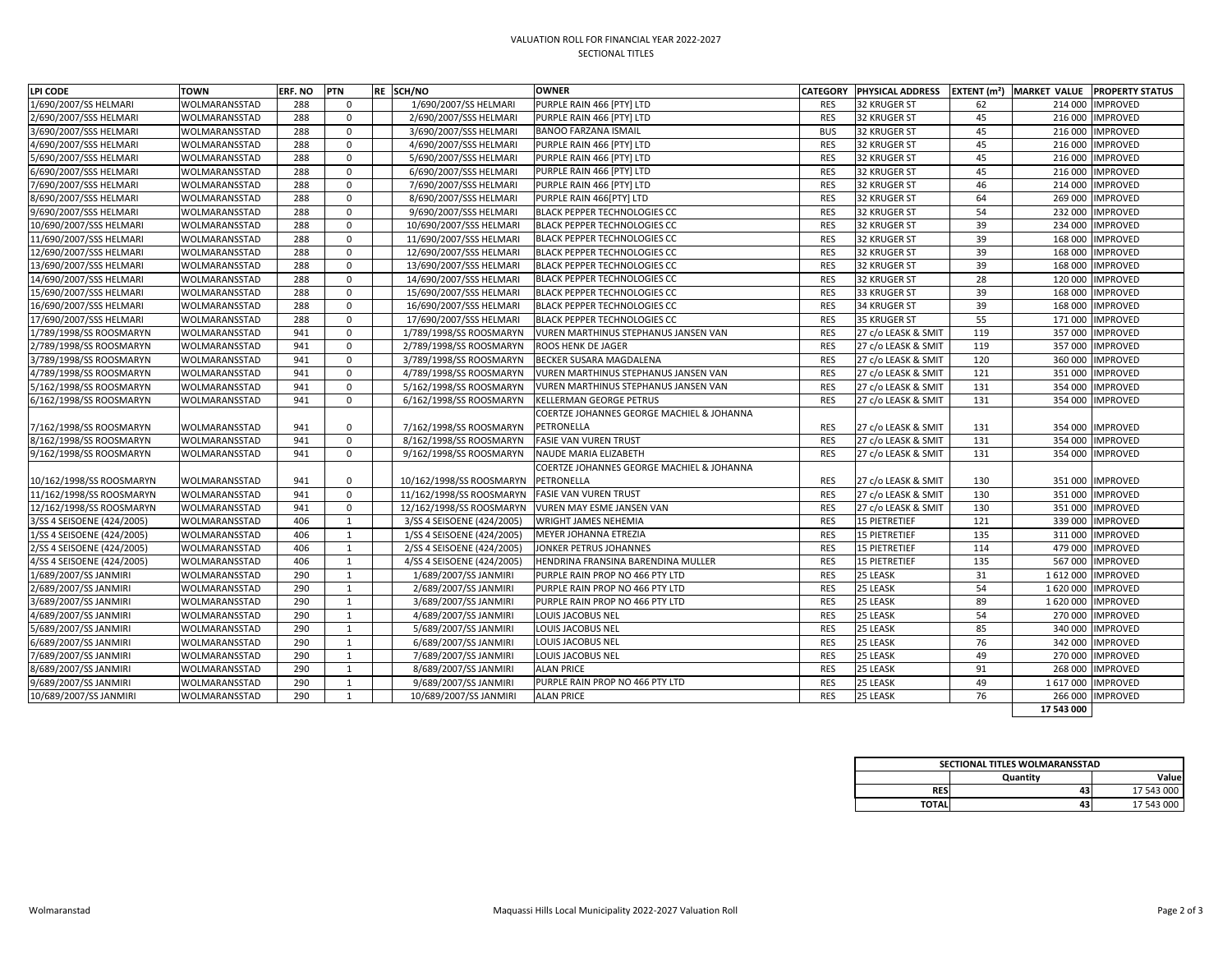VALUATION ROLL FOR FINANCIAL YEAR 2022-2027

SECTIONAL TITLES

| LPI CODE | TOWN | ERF. NO | PTN | RE | SCH/NO | OWNER | CATEGORY | PHYSICAL ADDRESS | EXTENT (m²) | MARKET VALUE | PROPERTY STATUS |
|---|---|---|---|---|---|---|---|---|---|---|---|
| 1/690/2007/SS HELMARI | WOLMARANSSTAD | 288 | 0 | | 1/690/2007/SS HELMARI | PURPLE RAIN 466 [PTY] LTD | RES | 32 KRUGER ST | 62 | 214 000 | IMPROVED |
| 2/690/2007/SSS HELMARI | WOLMARANSSTAD | 288 | 0 | | 2/690/2007/SSS HELMARI | PURPLE RAIN 466 [PTY] LTD | RES | 32 KRUGER ST | 45 | 216 000 | IMPROVED |
| 3/690/2007/SSS HELMARI | WOLMARANSSTAD | 288 | 0 | | 3/690/2007/SSS HELMARI | BANOO FARZANA ISMAIL | BUS | 32 KRUGER ST | 45 | 216 000 | IMPROVED |
| 4/690/2007/SSS HELMARI | WOLMARANSSTAD | 288 | 0 | | 4/690/2007/SSS HELMARI | PURPLE RAIN 466 [PTY] LTD | RES | 32 KRUGER ST | 45 | 216 000 | IMPROVED |
| 5/690/2007/SSS HELMARI | WOLMARANSSTAD | 288 | 0 | | 5/690/2007/SSS HELMARI | PURPLE RAIN 466 [PTY] LTD | RES | 32 KRUGER ST | 45 | 216 000 | IMPROVED |
| 6/690/2007/SSS HELMARI | WOLMARANSSTAD | 288 | 0 | | 6/690/2007/SSS HELMARI | PURPLE RAIN 466 [PTY] LTD | RES | 32 KRUGER ST | 45 | 216 000 | IMPROVED |
| 7/690/2007/SSS HELMARI | WOLMARANSSTAD | 288 | 0 | | 7/690/2007/SSS HELMARI | PURPLE RAIN 466 [PTY] LTD | RES | 32 KRUGER ST | 46 | 214 000 | IMPROVED |
| 8/690/2007/SSS HELMARI | WOLMARANSSTAD | 288 | 0 | | 8/690/2007/SSS HELMARI | PURPLE RAIN 466[PTY] LTD | RES | 32 KRUGER ST | 64 | 269 000 | IMPROVED |
| 9/690/2007/SSS HELMARI | WOLMARANSSTAD | 288 | 0 | | 9/690/2007/SSS HELMARI | BLACK PEPPER TECHNOLOGIES CC | RES | 32 KRUGER ST | 54 | 232 000 | IMPROVED |
| 10/690/2007/SSS HELMARI | WOLMARANSSTAD | 288 | 0 | | 10/690/2007/SSS HELMARI | BLACK PEPPER TECHNOLOGIES CC | RES | 32 KRUGER ST | 39 | 234 000 | IMPROVED |
| 11/690/2007/SSS HELMARI | WOLMARANSSTAD | 288 | 0 | | 11/690/2007/SSS HELMARI | BLACK PEPPER TECHNOLOGIES CC | RES | 32 KRUGER ST | 39 | 168 000 | IMPROVED |
| 12/690/2007/SSS HELMARI | WOLMARANSSTAD | 288 | 0 | | 12/690/2007/SSS HELMARI | BLACK PEPPER TECHNOLOGIES CC | RES | 32 KRUGER ST | 39 | 168 000 | IMPROVED |
| 13/690/2007/SSS HELMARI | WOLMARANSSTAD | 288 | 0 | | 13/690/2007/SSS HELMARI | BLACK PEPPER TECHNOLOGIES CC | RES | 32 KRUGER ST | 39 | 168 000 | IMPROVED |
| 14/690/2007/SSS HELMARI | WOLMARANSSTAD | 288 | 0 | | 14/690/2007/SSS HELMARI | BLACK PEPPER TECHNOLOGIES CC | RES | 32 KRUGER ST | 28 | 120 000 | IMPROVED |
| 15/690/2007/SSS HELMARI | WOLMARANSSTAD | 288 | 0 | | 15/690/2007/SSS HELMARI | BLACK PEPPER TECHNOLOGIES CC | RES | 33 KRUGER ST | 39 | 168 000 | IMPROVED |
| 16/690/2007/SSS HELMARI | WOLMARANSSTAD | 288 | 0 | | 16/690/2007/SSS HELMARI | BLACK PEPPER TECHNOLOGIES CC | RES | 34 KRUGER ST | 39 | 168 000 | IMPROVED |
| 17/690/2007/SSS HELMARI | WOLMARANSSTAD | 288 | 0 | | 17/690/2007/SSS HELMARI | BLACK PEPPER TECHNOLOGIES CC | RES | 35 KRUGER ST | 55 | 171 000 | IMPROVED |
| 1/789/1998/SS ROOSMARYN | WOLMARANSSTAD | 941 | 0 | | 1/789/1998/SS ROOSMARYN | VUREN MARTHINUS STEPHANUS JANSEN VAN | RES | 27 c/o LEASK & SMIT | 119 | 357 000 | IMPROVED |
| 2/789/1998/SS ROOSMARYN | WOLMARANSSTAD | 941 | 0 | | 2/789/1998/SS ROOSMARYN | ROOS HENK DE JAGER | RES | 27 c/o LEASK & SMIT | 119 | 357 000 | IMPROVED |
| 3/789/1998/SS ROOSMARYN | WOLMARANSSTAD | 941 | 0 | | 3/789/1998/SS ROOSMARYN | BECKER SUSARA MAGDALENA | RES | 27 c/o LEASK & SMIT | 120 | 360 000 | IMPROVED |
| 4/789/1998/SS ROOSMARYN | WOLMARANSSTAD | 941 | 0 | | 4/789/1998/SS ROOSMARYN | VUREN MARTHINUS STEPHANUS JANSEN VAN | RES | 27 c/o LEASK & SMIT | 121 | 351 000 | IMPROVED |
| 5/162/1998/SS ROOSMARYN | WOLMARANSSTAD | 941 | 0 | | 5/162/1998/SS ROOSMARYN | VUREN MARTHINUS STEPHANUS JANSEN VAN | RES | 27 c/o LEASK & SMIT | 131 | 354 000 | IMPROVED |
| 6/162/1998/SS ROOSMARYN | WOLMARANSSTAD | 941 | 0 | | 6/162/1998/SS ROOSMARYN | KELLERMAN GEORGE PETRUS | RES | 27 c/o LEASK & SMIT | 131 | 354 000 | IMPROVED |
| 7/162/1998/SS ROOSMARYN | WOLMARANSSTAD | 941 | 0 | | 7/162/1998/SS ROOSMARYN | COERTZE JOHANNES GEORGE MACHIEL & JOHANNA PETRONELLA | RES | 27 c/o LEASK & SMIT | 131 | 354 000 | IMPROVED |
| 8/162/1998/SS ROOSMARYN | WOLMARANSSTAD | 941 | 0 | | 8/162/1998/SS ROOSMARYN | FASIE VAN VUREN TRUST | RES | 27 c/o LEASK & SMIT | 131 | 354 000 | IMPROVED |
| 9/162/1998/SS ROOSMARYN | WOLMARANSSTAD | 941 | 0 | | 9/162/1998/SS ROOSMARYN | NAUDE MARIA ELIZABETH | RES | 27 c/o LEASK & SMIT | 131 | 354 000 | IMPROVED |
| 10/162/1998/SS ROOSMARYN | WOLMARANSSTAD | 941 | 0 | | 10/162/1998/SS ROOSMARYN | COERTZE JOHANNES GEORGE MACHIEL & JOHANNA PETRONELLA | RES | 27 c/o LEASK & SMIT | 130 | 351 000 | IMPROVED |
| 11/162/1998/SS ROOSMARYN | WOLMARANSSTAD | 941 | 0 | | 11/162/1998/SS ROOSMARYN | FASIE VAN VUREN TRUST | RES | 27 c/o LEASK & SMIT | 130 | 351 000 | IMPROVED |
| 12/162/1998/SS ROOSMARYN | WOLMARANSSTAD | 941 | 0 | | 12/162/1998/SS ROOSMARYN | VUREN MAY ESME JANSEN VAN | RES | 27 c/o LEASK & SMIT | 130 | 351 000 | IMPROVED |
| 3/SS 4 SEISOENE (424/2005) | WOLMARANSSTAD | 406 | 1 | | 3/SS 4 SEISOENE (424/2005) | WRIGHT JAMES NEHEMIA | RES | 15 PIETRETIEF | 121 | 339 000 | IMPROVED |
| 1/SS 4 SEISOENE (424/2005) | WOLMARANSSTAD | 406 | 1 | | 1/SS 4 SEISOENE (424/2005) | MEYER JOHANNA ETREZIA | RES | 15 PIETRETIEF | 135 | 311 000 | IMPROVED |
| 2/SS 4 SEISOENE (424/2005) | WOLMARANSSTAD | 406 | 1 | | 2/SS 4 SEISOENE (424/2005) | JONKER PETRUS JOHANNES | RES | 15 PIETRETIEF | 114 | 479 000 | IMPROVED |
| 4/SS 4 SEISOENE (424/2005) | WOLMARANSSTAD | 406 | 1 | | 4/SS 4 SEISOENE (424/2005) | HENDRINA FRANSINA BARENDINA MULLER | RES | 15 PIETRETIEF | 135 | 567 000 | IMPROVED |
| 1/689/2007/SS JANMIRI | WOLMARANSSTAD | 290 | 1 | | 1/689/2007/SS JANMIRI | PURPLE RAIN PROP NO 466 PTY LTD | RES | 25 LEASK | 31 | 1 612 000 | IMPROVED |
| 2/689/2007/SS JANMIRI | WOLMARANSSTAD | 290 | 1 | | 2/689/2007/SS JANMIRI | PURPLE RAIN PROP NO 466 PTY LTD | RES | 25 LEASK | 54 | 1 620 000 | IMPROVED |
| 3/689/2007/SS JANMIRI | WOLMARANSSTAD | 290 | 1 | | 3/689/2007/SS JANMIRI | PURPLE RAIN PROP NO 466 PTY LTD | RES | 25 LEASK | 89 | 1 620 000 | IMPROVED |
| 4/689/2007/SS JANMIRI | WOLMARANSSTAD | 290 | 1 | | 4/689/2007/SS JANMIRI | LOUIS JACOBUS NEL | RES | 25 LEASK | 54 | 270 000 | IMPROVED |
| 5/689/2007/SS JANMIRI | WOLMARANSSTAD | 290 | 1 | | 5/689/2007/SS JANMIRI | LOUIS JACOBUS NEL | RES | 25 LEASK | 85 | 340 000 | IMPROVED |
| 6/689/2007/SS JANMIRI | WOLMARANSSTAD | 290 | 1 | | 6/689/2007/SS JANMIRI | LOUIS JACOBUS NEL | RES | 25 LEASK | 76 | 342 000 | IMPROVED |
| 7/689/2007/SS JANMIRI | WOLMARANSSTAD | 290 | 1 | | 7/689/2007/SS JANMIRI | LOUIS JACOBUS NEL | RES | 25 LEASK | 49 | 270 000 | IMPROVED |
| 8/689/2007/SS JANMIRI | WOLMARANSSTAD | 290 | 1 | | 8/689/2007/SS JANMIRI | ALAN PRICE | RES | 25 LEASK | 91 | 268 000 | IMPROVED |
| 9/689/2007/SS JANMIRI | WOLMARANSSTAD | 290 | 1 | | 9/689/2007/SS JANMIRI | PURPLE RAIN PROP NO 466 PTY LTD | RES | 25 LEASK | 49 | 1 617 000 | IMPROVED |
| 10/689/2007/SS JANMIRI | WOLMARANSSTAD | 290 | 1 | | 10/689/2007/SS JANMIRI | ALAN PRICE | RES | 25 LEASK | 76 | 266 000 | IMPROVED |
| | | | | | | | | | | **17 543 000** | |

| SECTIONAL TITLES WOLMARANSSTAD | | |
|---|---|---|
| | Quantity | Value |
| **RES** | 43 | 17 543 000 |
| **TOTAL** | 43 | 17 543 000 |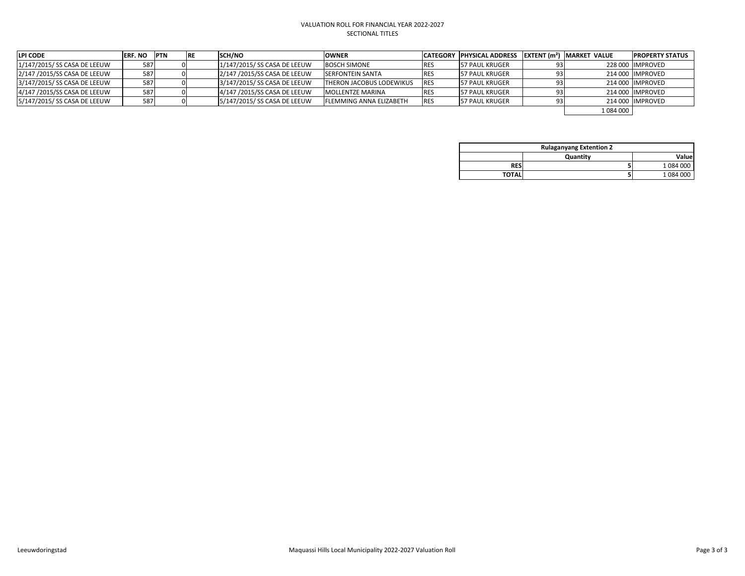VALUATION ROLL FOR FINANCIAL YEAR 2022-2027
SECTIONAL TITLES

| LPI CODE | ERF. NO | PTN | RE | SCH/NO | OWNER | CATEGORY | PHYSICAL ADDRESS | EXTENT (m²) | MARKET VALUE | PROPERTY STATUS |
|---|---|---|---|---|---|---|---|---|---|---|
| 1/147/2015/ SS CASA DE LEEUW | 587 | 0 | | 1/147/2015/ SS CASA DE LEEUW | BOSCH SIMONE | RES | 57 PAUL KRUGER | 93 | 228 000 | IMPROVED |
| 2/147 /2015/SS CASA DE LEEUW | 587 | 0 | | 2/147 /2015/SS CASA DE LEEUW | SERFONTEIN SANTA | RES | 57 PAUL KRUGER | 93 | 214 000 | IMPROVED |
| 3/147/2015/ SS CASA DE LEEUW | 587 | 0 | | 3/147/2015/ SS CASA DE LEEUW | THERON JACOBUS LODEWIKUS | RES | 57 PAUL KRUGER | 93 | 214 000 | IMPROVED |
| 4/147 /2015/SS CASA DE LEEUW | 587 | 0 | | 4/147 /2015/SS CASA DE LEEUW | MOLLENTZE MARINA | RES | 57 PAUL KRUGER | 93 | 214 000 | IMPROVED |
| 5/147/2015/ SS CASA DE LEEUW | 587 | 0 | | 5/147/2015/ SS CASA DE LEEUW | FLEMMING ANNA ELIZABETH | RES | 57 PAUL KRUGER | 93 | 214 000 | IMPROVED |
| | | | | | | | | | 1 084 000 | |

| Rulaganyang Extention 2 | | |
|---|---|---|
| | Quantity | Value |
| RES | 5 | 1 084 000 |
| TOTAL | 5 | 1 084 000 |